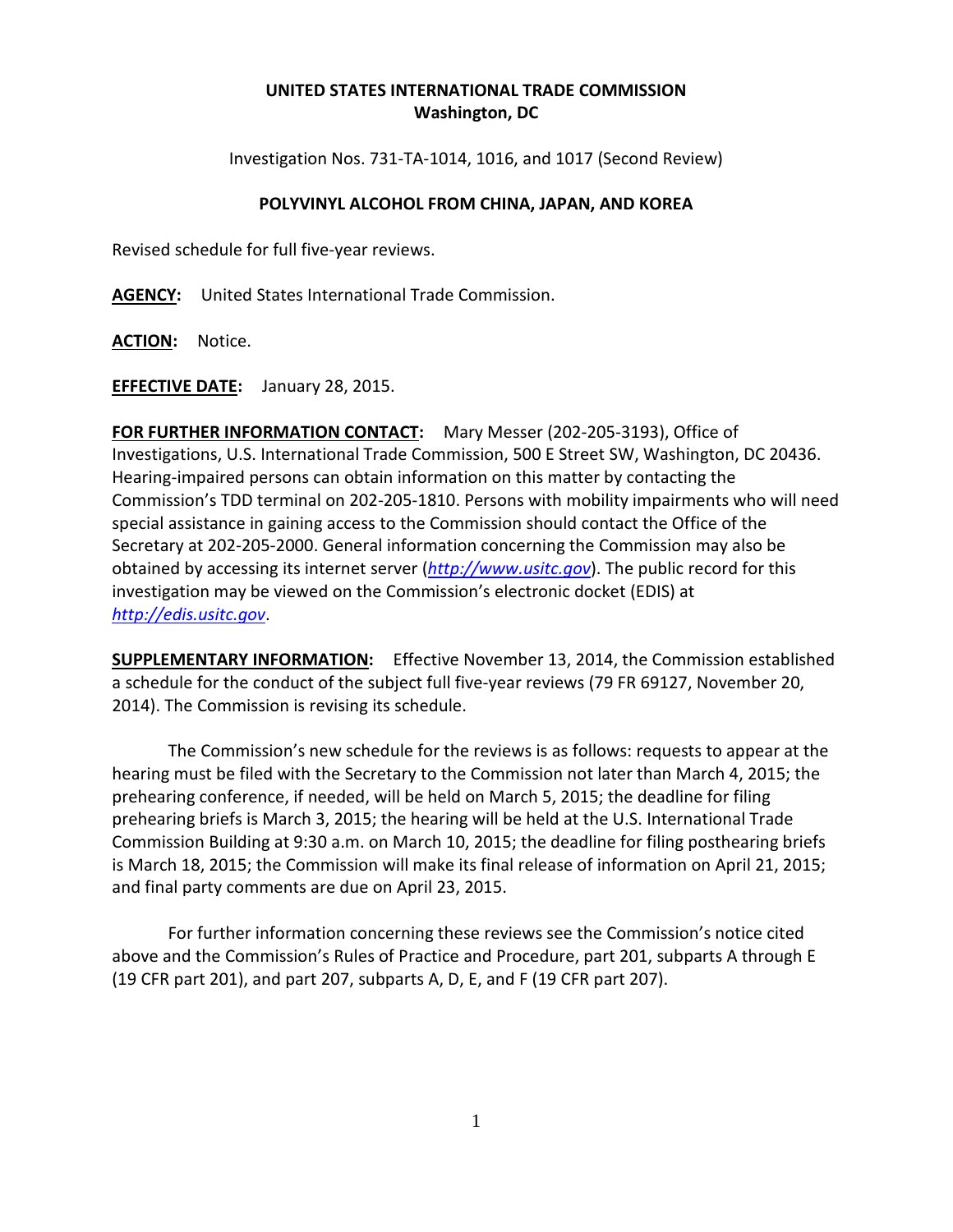**UNITED STATES INTERNATIONAL TRADE COMMISSION**
**Washington, DC**

Investigation Nos. 731-TA-1014, 1016, and 1017 (Second Review)

**POLYVINYL ALCOHOL FROM CHINA, JAPAN, AND KOREA**

Revised schedule for full five-year reviews.

**AGENCY:** United States International Trade Commission.

**ACTION:** Notice.

**EFFECTIVE DATE:** January 28, 2015.

**FOR FURTHER INFORMATION CONTACT:** Mary Messer (202-205-3193), Office of Investigations, U.S. International Trade Commission, 500 E Street SW, Washington, DC 20436. Hearing-impaired persons can obtain information on this matter by contacting the Commission's TDD terminal on 202-205-1810. Persons with mobility impairments who will need special assistance in gaining access to the Commission should contact the Office of the Secretary at 202-205-2000. General information concerning the Commission may also be obtained by accessing its internet server (*http://www.usitc.gov*). The public record for this investigation may be viewed on the Commission's electronic docket (EDIS) at *http://edis.usitc.gov*.

**SUPPLEMENTARY INFORMATION:** Effective November 13, 2014, the Commission established a schedule for the conduct of the subject full five-year reviews (79 FR 69127, November 20, 2014). The Commission is revising its schedule.

The Commission's new schedule for the reviews is as follows: requests to appear at the hearing must be filed with the Secretary to the Commission not later than March 4, 2015; the prehearing conference, if needed, will be held on March 5, 2015; the deadline for filing prehearing briefs is March 3, 2015; the hearing will be held at the U.S. International Trade Commission Building at 9:30 a.m. on March 10, 2015; the deadline for filing posthearing briefs is March 18, 2015; the Commission will make its final release of information on April 21, 2015; and final party comments are due on April 23, 2015.

For further information concerning these reviews see the Commission's notice cited above and the Commission's Rules of Practice and Procedure, part 201, subparts A through E (19 CFR part 201), and part 207, subparts A, D, E, and F (19 CFR part 207).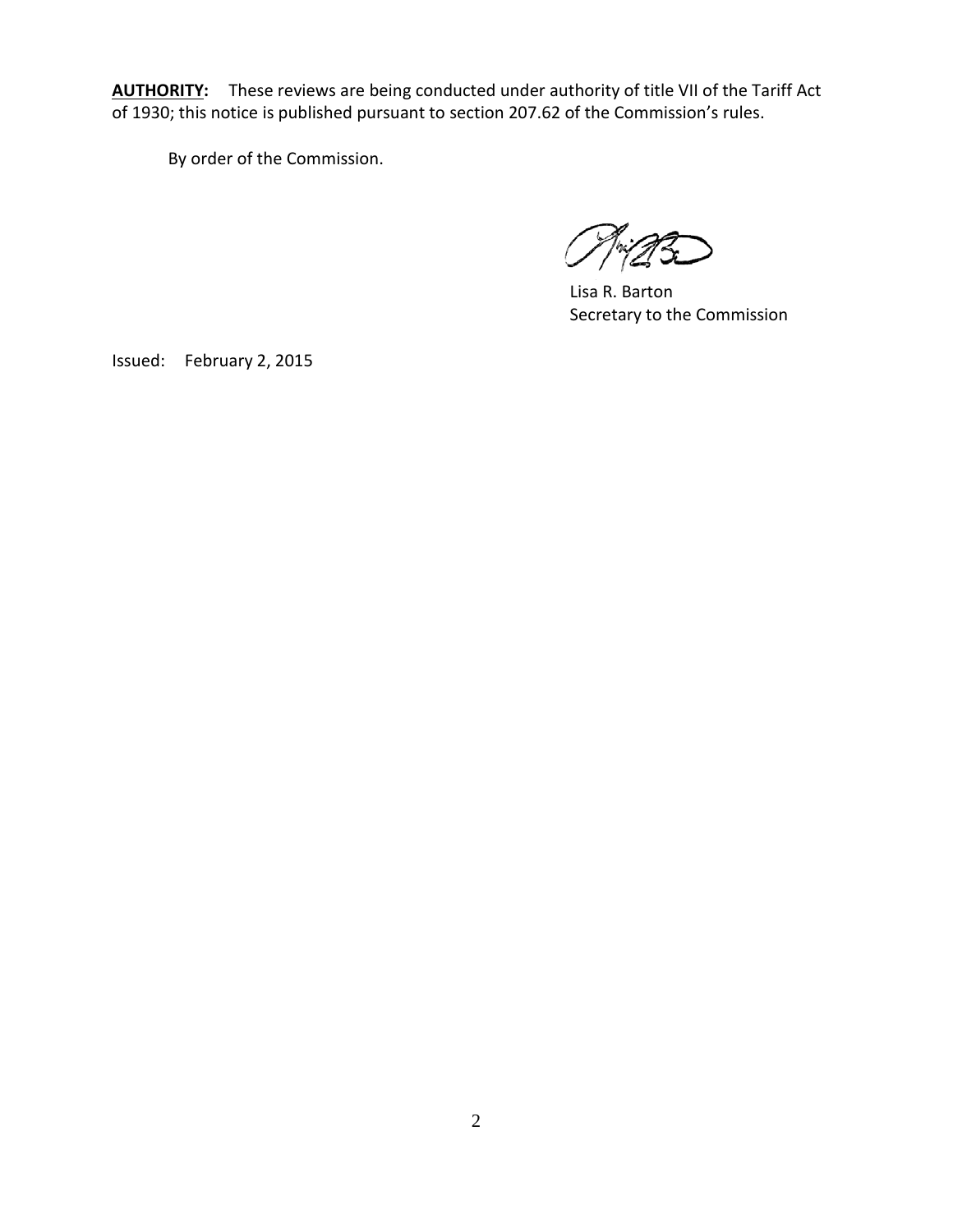**<u>AUTHORITY</u>:** These reviews are being conducted under authority of title VII of the Tariff Act of 1930; this notice is published pursuant to section 207.62 of the Commission's rules.

By order of the Commission.

Lisa R. Barton
Secretary to the Commission

Issued: February 2, 2015